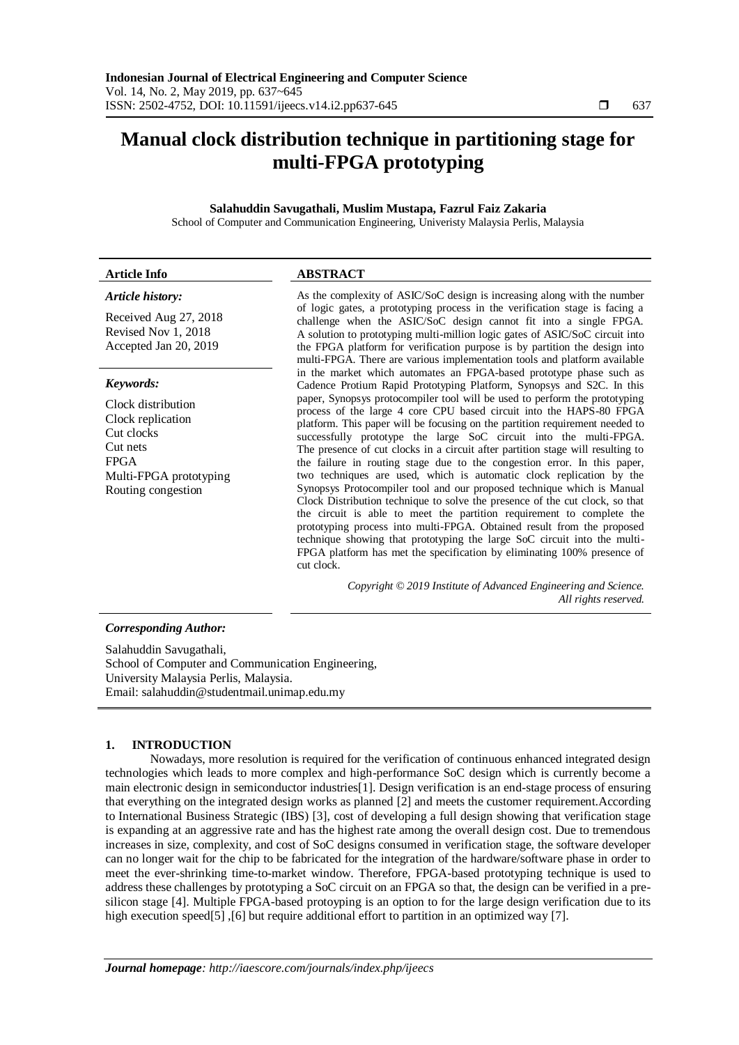# Manual clock distribution technique in partitioning stage for multi-FPGA prototyping

**Salahuddin Savugathali, Muslim Mustapa, Fazrul Faiz Zakaria**

School of Computer and Communication Engineering, Univeristy Malaysia Perlis, Malaysia

| **Article Info** | **ABSTRACT** |
|---|---|
| ***Article history:*** <br> Received Aug 27, 2018 <br> Revised Nov 1, 2018 <br> Accepted Jan 20, 2019 <br><br> ***Keywords:*** <br> Clock distribution <br> Clock replication <br> Cut clocks <br> Cut nets <br> FPGA <br> Multi-FPGA prototyping <br> Routing congestion | As the complexity of ASIC/SoC design is increasing along with the number of logic gates, a prototyping process in the verification stage is facing a challenge when the ASIC/SoC design cannot fit into a single FPGA. A solution to prototyping multi-million logic gates of ASIC/SoC circuit into the FPGA platform for verification purpose is by partition the design into multi-FPGA. There are various implementation tools and platform available in the market which automates an FPGA-based prototype phase such as Cadence Protium Rapid Prototyping Platform, Synopsys and S2C. In this paper, Synopsys protocompiler tool will be used to perform the prototyping process of the large 4 core CPU based circuit into the HAPS-80 FPGA platform. This paper will be focusing on the partition requirement needed to successfully prototype the large SoC circuit into the multi-FPGA. The presence of cut clocks in a circuit after partition stage will resulting to the failure in routing stage due to the congestion error. In this paper, two techniques are used, which is automatic clock replication by the Synopsys Protocompiler tool and our proposed technique which is Manual Clock Distribution technique to solve the presence of the cut clock, so that the circuit is able to meet the partition requirement to complete the prototyping process into multi-FPGA. Obtained result from the proposed technique showing that prototyping the large SoC circuit into the multi-FPGA platform has met the specification by eliminating 100% presence of cut clock. <br><br> *Copyright © 2019 Institute of Advanced Engineering and Science. All rights reserved.* |

***Corresponding Author:***

Salahuddin Savugathali,
School of Computer and Communication Engineering,
University Malaysia Perlis, Malaysia.
Email: salahuddin@studentmail.unimap.edu.my

## 1. INTRODUCTION

Nowadays, more resolution is required for the verification of continuous enhanced integrated design technologies which leads to more complex and high-performance SoC design which is currently become a main electronic design in semiconductor industries[1]. Design verification is an end-stage process of ensuring that everything on the integrated design works as planned [2] and meets the customer requirement.According to International Business Strategic (IBS) [3], cost of developing a full design showing that verification stage is expanding at an aggressive rate and has the highest rate among the overall design cost. Due to tremendous increases in size, complexity, and cost of SoC designs consumed in verification stage, the software developer can no longer wait for the chip to be fabricated for the integration of the hardware/software phase in order to meet the ever-shrinking time-to-market window. Therefore, FPGA-based prototyping technique is used to address these challenges by prototyping a SoC circuit on an FPGA so that, the design can be verified in a pre-silicon stage [4]. Multiple FPGA-based protoyping is an option to for the large design verification due to its high execution speed[5] ,[6] but require additional effort to partition in an optimized way [7].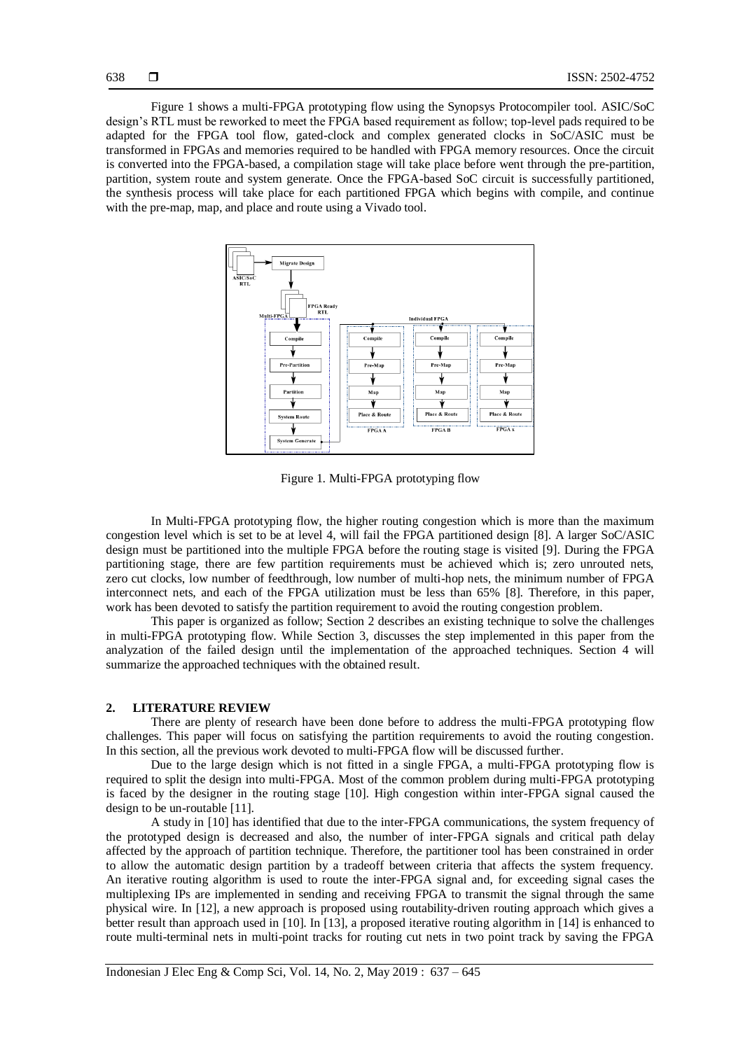Figure 1 shows a multi-FPGA prototyping flow using the Synopsys Protocompiler tool. ASIC/SoC design's RTL must be reworked to meet the FPGA based requirement as follow; top-level pads required to be adapted for the FPGA tool flow, gated-clock and complex generated clocks in SoC/ASIC must be transformed in FPGAs and memories required to be handled with FPGA memory resources. Once the circuit is converted into the FPGA-based, a compilation stage will take place before went through the pre-partition, partition, system route and system generate. Once the FPGA-based SoC circuit is successfully partitioned, the synthesis process will take place for each partitioned FPGA which begins with compile, and continue with the pre-map, map, and place and route using a Vivado tool.

Figure 1. Multi-FPGA prototyping flow

In Multi-FPGA prototyping flow, the higher routing congestion which is more than the maximum congestion level which is set to be at level 4, will fail the FPGA partitioned design [8]. A larger SoC/ASIC design must be partitioned into the multiple FPGA before the routing stage is visited [9]. During the FPGA partitioning stage, there are few partition requirements must be achieved which is; zero unrouted nets, zero cut clocks, low number of feedthrough, low number of multi-hop nets, the minimum number of FPGA interconnect nets, and each of the FPGA utilization must be less than 65% [8]. Therefore, in this paper, work has been devoted to satisfy the partition requirement to avoid the routing congestion problem.

This paper is organized as follow; Section 2 describes an existing technique to solve the challenges in multi-FPGA prototyping flow. While Section 3, discusses the step implemented in this paper from the analyzation of the failed design until the implementation of the approached techniques. Section 4 will summarize the approached techniques with the obtained result.

## 2. LITERATURE REVIEW

There are plenty of research have been done before to address the multi-FPGA prototyping flow challenges. This paper will focus on satisfying the partition requirements to avoid the routing congestion. In this section, all the previous work devoted to multi-FPGA flow will be discussed further.

Due to the large design which is not fitted in a single FPGA, a multi-FPGA prototyping flow is required to split the design into multi-FPGA. Most of the common problem during multi-FPGA prototyping is faced by the designer in the routing stage [10]. High congestion within inter-FPGA signal caused the design to be un-routable [11].

A study in [10] has identified that due to the inter-FPGA communications, the system frequency of the prototyped design is decreased and also, the number of inter-FPGA signals and critical path delay affected by the approach of partition technique. Therefore, the partitioner tool has been constrained in order to allow the automatic design partition by a tradeoff between criteria that affects the system frequency. An iterative routing algorithm is used to route the inter-FPGA signal and, for exceeding signal cases the multiplexing IPs are implemented in sending and receiving FPGA to transmit the signal through the same physical wire. In [12], a new approach is proposed using routability-driven routing approach which gives a better result than approach used in [10]. In [13], a proposed iterative routing algorithm in [14] is enhanced to route multi-terminal nets in multi-point tracks for routing cut nets in two point track by saving the FPGA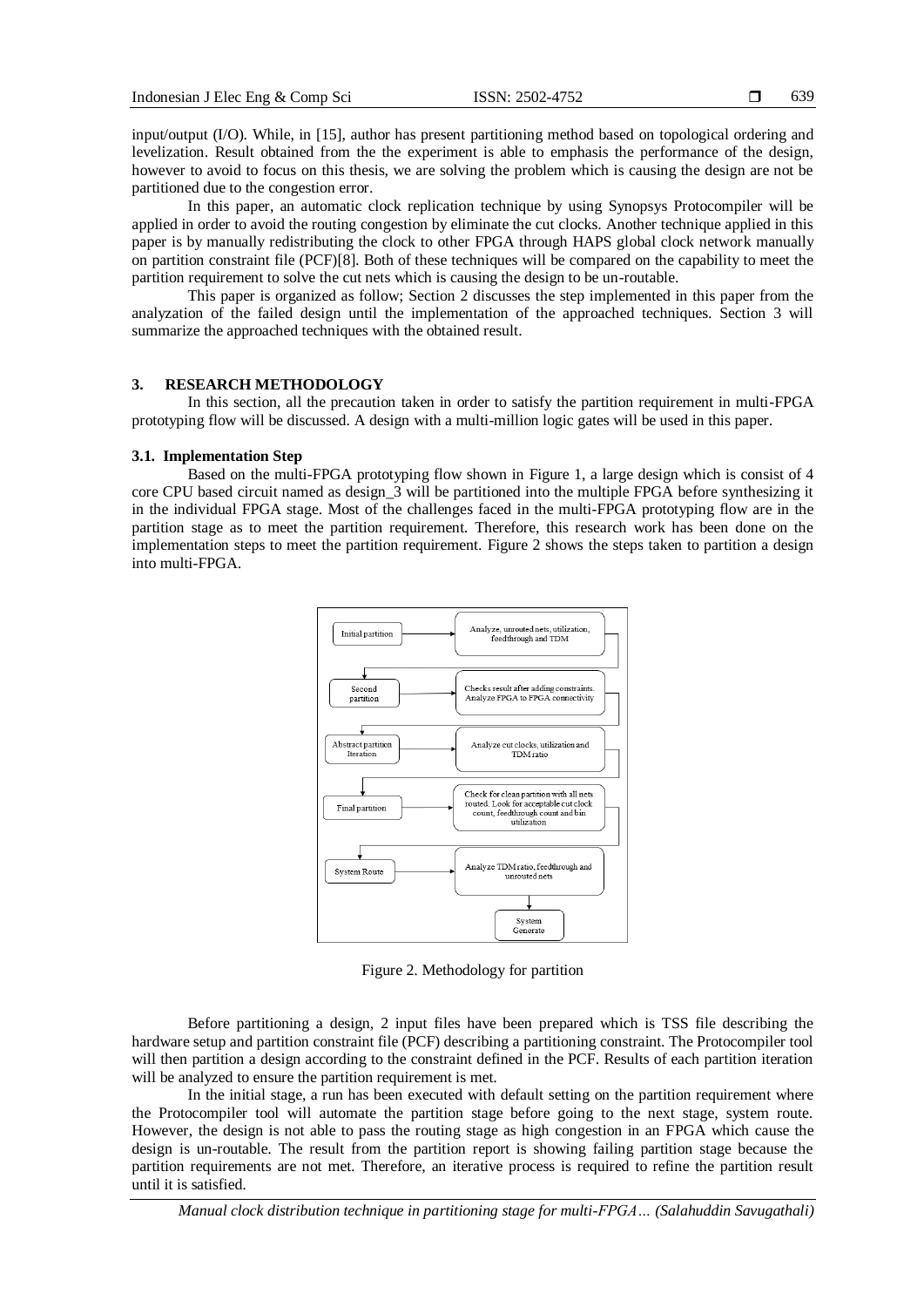input/output (I/O). While, in [15], author has present partitioning method based on topological ordering and levelization. Result obtained from the the experiment is able to emphasis the performance of the design, however to avoid to focus on this thesis, we are solving the problem which is causing the design are not be partitioned due to the congestion error.

In this paper, an automatic clock replication technique by using Synopsys Protocompiler will be applied in order to avoid the routing congestion by eliminate the cut clocks. Another technique applied in this paper is by manually redistributing the clock to other FPGA through HAPS global clock network manually on partition constraint file (PCF)[8]. Both of these techniques will be compared on the capability to meet the partition requirement to solve the cut nets which is causing the design to be un-routable.

This paper is organized as follow; Section 2 discusses the step implemented in this paper from the analyzation of the failed design until the implementation of the approached techniques. Section 3 will summarize the approached techniques with the obtained result.

## 3. RESEARCH METHODOLOGY

In this section, all the precaution taken in order to satisfy the partition requirement in multi-FPGA prototyping flow will be discussed. A design with a multi-million logic gates will be used in this paper.

### 3.1. Implementation Step

Based on the multi-FPGA prototyping flow shown in Figure 1, a large design which is consist of 4 core CPU based circuit named as design_3 will be partitioned into the multiple FPGA before synthesizing it in the individual FPGA stage. Most of the challenges faced in the multi-FPGA prototyping flow are in the partition stage as to meet the partition requirement. Therefore, this research work has been done on the implementation steps to meet the partition requirement. Figure 2 shows the steps taken to partition a design into multi-FPGA.

Figure 2. Methodology for partition

Before partitioning a design, 2 input files have been prepared which is TSS file describing the hardware setup and partition constraint file (PCF) describing a partitioning constraint. The Protocompiler tool will then partition a design according to the constraint defined in the PCF. Results of each partition iteration will be analyzed to ensure the partition requirement is met.

In the initial stage, a run has been executed with default setting on the partition requirement where the Protocompiler tool will automate the partition stage before going to the next stage, system route. However, the design is not able to pass the routing stage as high congestion in an FPGA which cause the design is un-routable. The result from the partition report is showing failing partition stage because the partition requirements are not met. Therefore, an iterative process is required to refine the partition result until it is satisfied.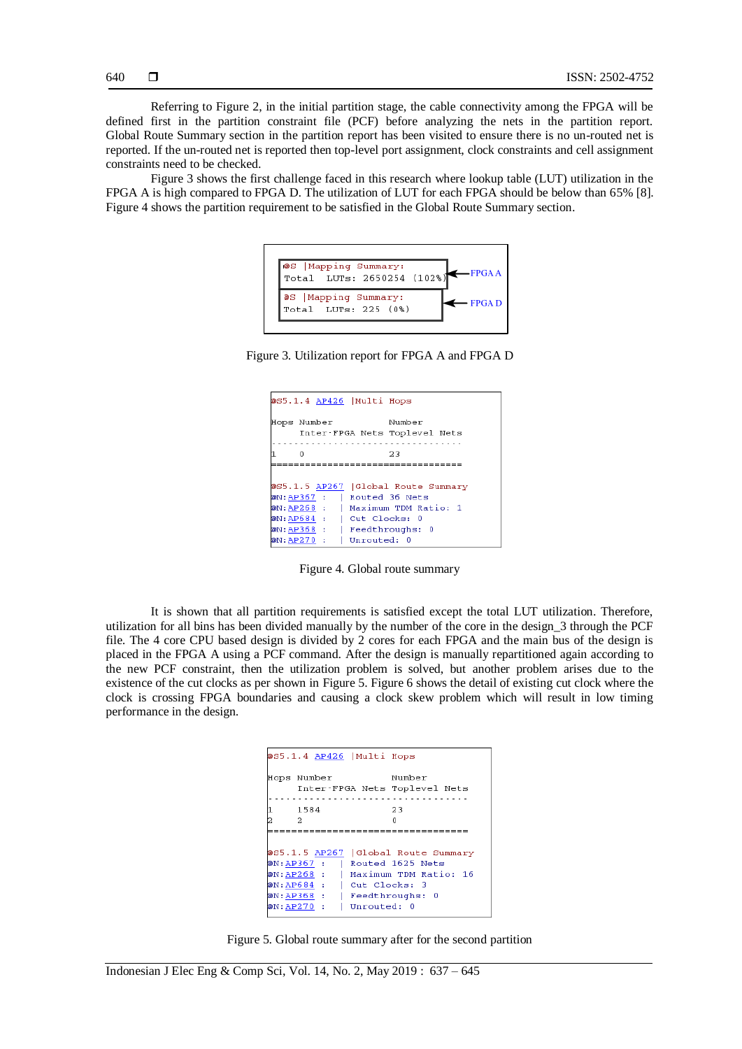Referring to Figure 2, in the initial partition stage, the cable connectivity among the FPGA will be defined first in the partition constraint file (PCF) before analyzing the nets in the partition report. Global Route Summary section in the partition report has been visited to ensure there is no un-routed net is reported. If the un-routed net is reported then top-level port assignment, clock constraints and cell assignment constraints need to be checked.

Figure 3 shows the first challenge faced in this research where lookup table (LUT) utilization in the FPGA A is high compared to FPGA D. The utilization of LUT for each FPGA should be below than 65% [8]. Figure 4 shows the partition requirement to be satisfied in the Global Route Summary section.

```
@S |Mapping Summary:
Total  LUTs: 2650254 (102%)      <- FPGA A

@S |Mapping Summary:
Total  LUTs: 225 (0%)            <- FPGA D
```

Figure 3. Utilization report for FPGA A and FPGA D

```
@S5.1.4 AP426 |Multi Hops

Hops Number             Number
     Inter-FPGA Nets Toplevel Nets
----------------------------------
1    0                  23
==================================

@S5.1.5 AP267 |Global Route Summary
@N:AP367 :  | Routed 36 Nets
@N:AP268 :  | Maximum TDM Ratio: 1
@N:AP684 :  | Cut Clocks: 0
@N:AP368 :  | Feedthroughs: 0
@N:AP270 :  | Unrouted: 0
```

Figure 4. Global route summary

It is shown that all partition requirements is satisfied except the total LUT utilization. Therefore, utilization for all bins has been divided manually by the number of the core in the design_3 through the PCF file. The 4 core CPU based design is divided by 2 cores for each FPGA and the main bus of the design is placed in the FPGA A using a PCF command. After the design is manually repartitioned again according to the new PCF constraint, then the utilization problem is solved, but another problem arises due to the existence of the cut clocks as per shown in Figure 5. Figure 6 shows the detail of existing cut clock where the clock is crossing FPGA boundaries and causing a clock skew problem which will result in low timing performance in the design.

```
@S5.1.4 AP426 |Multi Hops

Hops Number             Number
     Inter-FPGA Nets Toplevel Nets
----------------------------------
1    1584               23
2    2                  0
==================================

@S5.1.5 AP267 |Global Route Summary
@N:AP367 :  | Routed 1625 Nets
@N:AP268 :  | Maximum TDM Ratio: 16
@N:AP684 :  | Cut Clocks: 3
@N:AP368 :  | Feedthroughs: 0
@N:AP270 :  | Unrouted: 0
```

Figure 5. Global route summary after for the second partition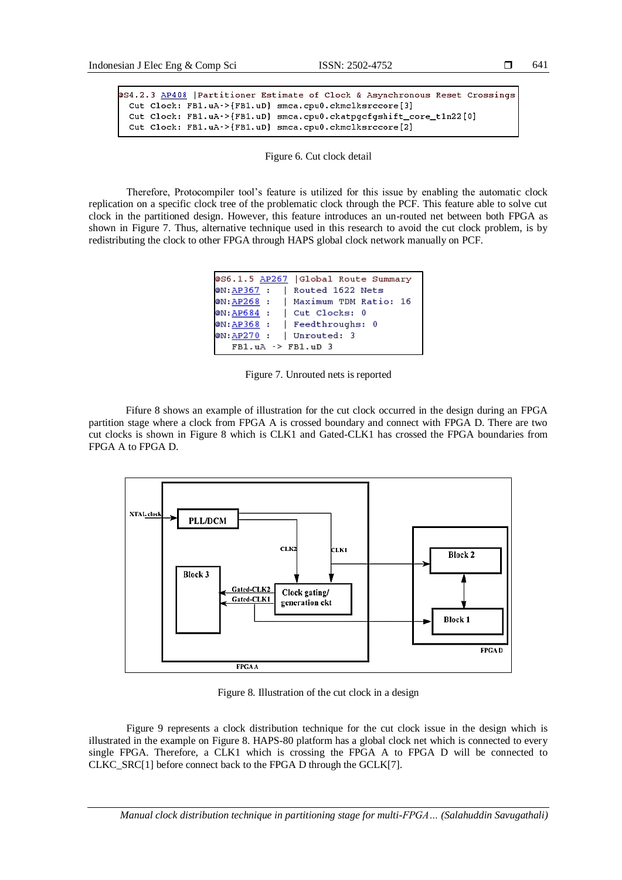```
@S4.2.3 AP408 |Partitioner Estimate of Clock & Asynchronous Reset Crossings
  Cut Clock: FB1.uA->{FB1.uD} smca.cpu0.ckmclksrccore[3]
  Cut Clock: FB1.uA->{FB1.uD} smca.cpu0.ckatpgcfgshift_core_t1n22[0]
  Cut Clock: FB1.uA->{FB1.uD} smca.cpu0.ckmclksrccore[2]
```

Figure 6. Cut clock detail

Therefore, Protocompiler tool's feature is utilized for this issue by enabling the automatic clock replication on a specific clock tree of the problematic clock through the PCF. This feature able to solve cut clock in the partitioned design. However, this feature introduces an un-routed net between both FPGA as shown in Figure 7. Thus, alternative technique used in this research to avoid the cut clock problem, is by redistributing the clock to other FPGA through HAPS global clock network manually on PCF.

```
@S6.1.5 AP267 |Global Route Summary
@N:AP367 :   | Routed 1622 Nets
@N:AP268 :   | Maximum TDM Ratio: 16
@N:AP684 :   | Cut Clocks: 0
@N:AP368 :   | Feedthroughs: 0
@N:AP270 :   | Unrouted: 3
   FB1.uA -> FB1.uD 3
```

Figure 7. Unrouted nets is reported

Fifure 8 shows an example of illustration for the cut clock occurred in the design during an FPGA partition stage where a clock from FPGA A is crossed boundary and connect with FPGA D. There are two cut clocks is shown in Figure 8 which is CLK1 and Gated-CLK1 has crossed the FPGA boundaries from FPGA A to FPGA D.

Figure 8. Illustration of the cut clock in a design

Figure 9 represents a clock distribution technique for the cut clock issue in the design which is illustrated in the example on Figure 8. HAPS-80 platform has a global clock net which is connected to every single FPGA. Therefore, a CLK1 which is crossing the FPGA A to FPGA D will be connected to CLKC_SRC[1] before connect back to the FPGA D through the GCLK[7].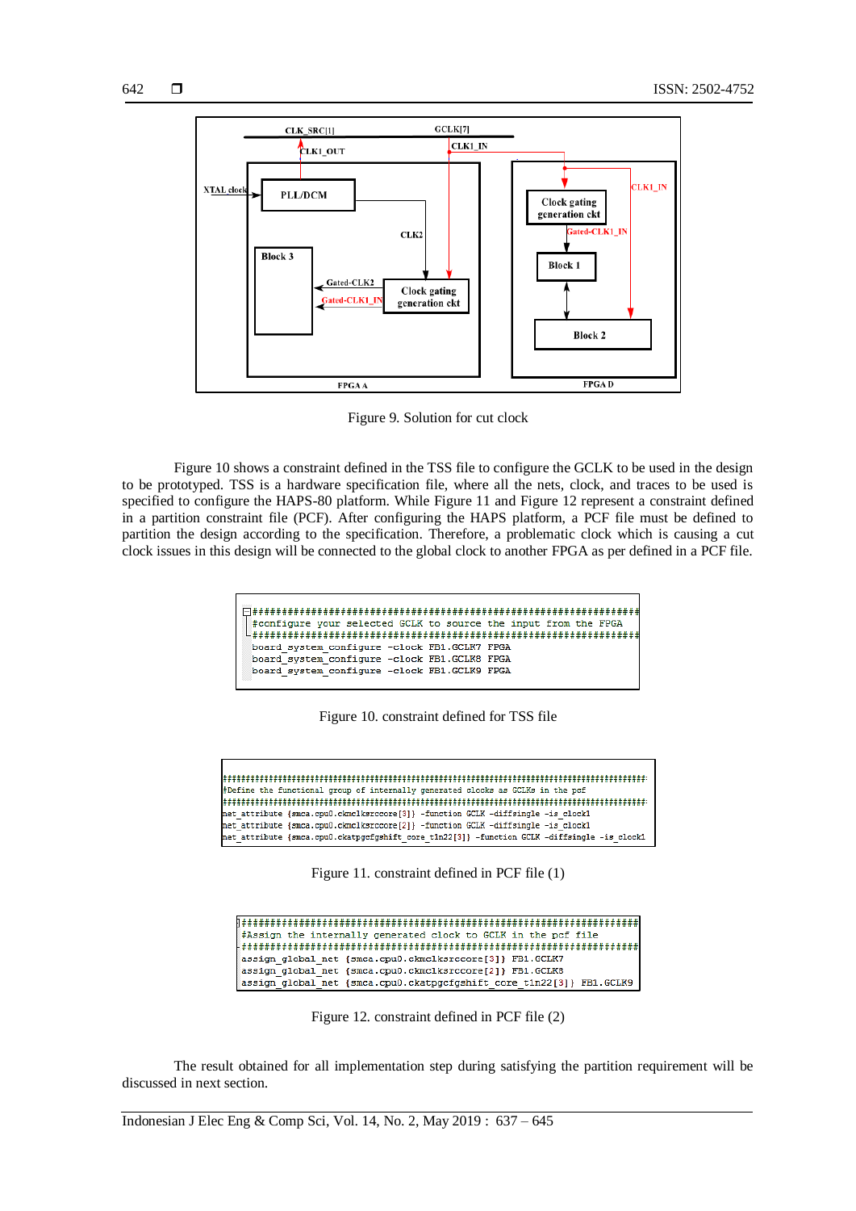Figure 9. Solution for cut clock

Figure 10 shows a constraint defined in the TSS file to configure the GCLK to be used in the design to be prototyped. TSS is a hardware specification file, where all the nets, clock, and traces to be used is specified to configure the HAPS-80 platform. While Figure 11 and Figure 12 represent a constraint defined in a partition constraint file (PCF). After configuring the HAPS platform, a PCF file must be defined to partition the design according to the specification. Therefore, a problematic clock which is causing a cut clock issues in this design will be connected to the global clock to another FPGA as per defined in a PCF file.

```
###################################################################
#configure your selected GCLK to source the input from the FPGA
###################################################################
board_system_configure -clock FB1.GCLK7 FPGA
board_system_configure -clock FB1.GCLK8 FPGA
board_system_configure -clock FB1.GCLK9 FPGA
```

Figure 10. constraint defined for TSS file

```
###################################################################################
#Define the functional group of internally generated clocks as GCLKs in the pcf
###################################################################################
net_attribute {smca.cpu0.ckmclksrccore[3]} -function GCLK -diffsingle -is_clock1
net_attribute {smca.cpu0.ckmclksrccore[2]} -function GCLK -diffsingle -is_clock1
net_attribute {smca.cpu0.ckatpgcfgshift_core_t1n22[3]} -function GCLK -diffsingle -is_clock1
```

Figure 11. constraint defined in PCF file (1)

```
###################################################################
#Assign the internally generated clock to GCLK in the pcf file
###################################################################
assign_global_net {smca.cpu0.ckmclksrccore[3]} FB1.GCLK7
assign_global_net {smca.cpu0.ckmclksrccore[2]} FB1.GCLK8
assign_global_net {smca.cpu0.ckatpgcfgshift_core_t1n22[3]} FB1.GCLK9
```

Figure 12. constraint defined in PCF file (2)

The result obtained for all implementation step during satisfying the partition requirement will be discussed in next section.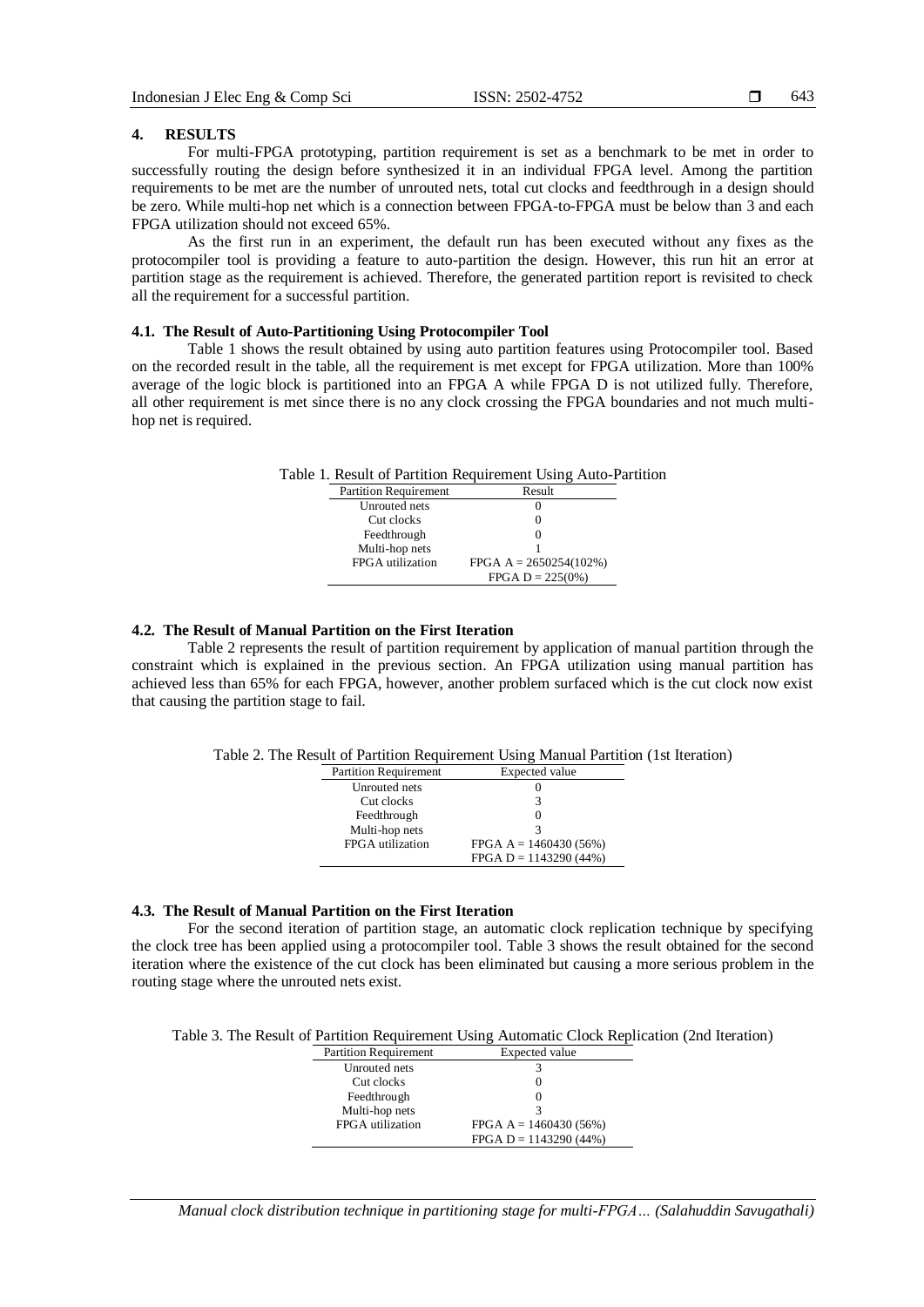## 4. RESULTS

For multi-FPGA prototyping, partition requirement is set as a benchmark to be met in order to successfully routing the design before synthesized it in an individual FPGA level. Among the partition requirements to be met are the number of unrouted nets, total cut clocks and feedthrough in a design should be zero. While multi-hop net which is a connection between FPGA-to-FPGA must be below than 3 and each FPGA utilization should not exceed 65%.

As the first run in an experiment, the default run has been executed without any fixes as the protocompiler tool is providing a feature to auto-partition the design. However, this run hit an error at partition stage as the requirement is achieved. Therefore, the generated partition report is revisited to check all the requirement for a successful partition.

### 4.1. The Result of Auto-Partitioning Using Protocompiler Tool

Table 1 shows the result obtained by using auto partition features using Protocompiler tool. Based on the recorded result in the table, all the requirement is met except for FPGA utilization. More than 100% average of the logic block is partitioned into an FPGA A while FPGA D is not utilized fully. Therefore, all other requirement is met since there is no any clock crossing the FPGA boundaries and not much multi-hop net is required.

Table 1. Result of Partition Requirement Using Auto-Partition

| Partition Requirement | Result |
|---|---|
| Unrouted nets | 0 |
| Cut clocks | 0 |
| Feedthrough | 0 |
| Multi-hop nets | 1 |
| FPGA utilization | FPGA A = 2650254(102%) |
| | FPGA D = 225(0%) |

### 4.2. The Result of Manual Partition on the First Iteration

Table 2 represents the result of partition requirement by application of manual partition through the constraint which is explained in the previous section. An FPGA utilization using manual partition has achieved less than 65% for each FPGA, however, another problem surfaced which is the cut clock now exist that causing the partition stage to fail.

Table 2. The Result of Partition Requirement Using Manual Partition (1st Iteration)

| Partition Requirement | Expected value |
|---|---|
| Unrouted nets | 0 |
| Cut clocks | 3 |
| Feedthrough | 0 |
| Multi-hop nets | 3 |
| FPGA utilization | FPGA A = 1460430 (56%) |
| | FPGA D = 1143290 (44%) |

### 4.3. The Result of Manual Partition on the First Iteration

For the second iteration of partition stage, an automatic clock replication technique by specifying the clock tree has been applied using a protocompiler tool. Table 3 shows the result obtained for the second iteration where the existence of the cut clock has been eliminated but causing a more serious problem in the routing stage where the unrouted nets exist.

Table 3. The Result of Partition Requirement Using Automatic Clock Replication (2nd Iteration)

| Partition Requirement | Expected value |
|---|---|
| Unrouted nets | 3 |
| Cut clocks | 0 |
| Feedthrough | 0 |
| Multi-hop nets | 3 |
| FPGA utilization | FPGA A = 1460430 (56%) |
| | FPGA D = 1143290 (44%) |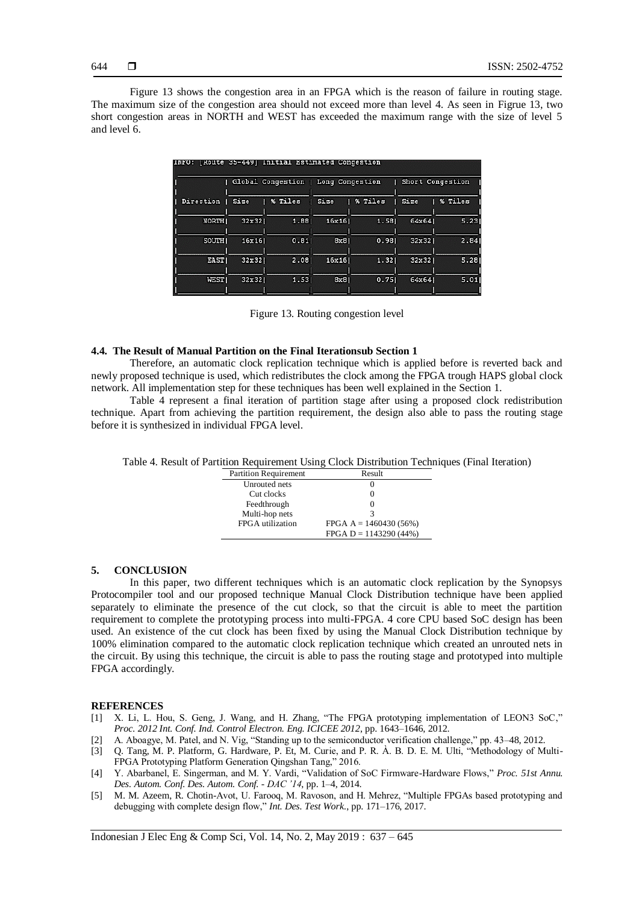Figure 13 shows the congestion area in an FPGA which is the reason of failure in routing stage. The maximum size of the congestion area should not exceed more than level 4. As seen in Figrue 13, two short congestion areas in NORTH and WEST has exceeded the maximum range with the size of level 5 and level 6.

```
INFO: [Route 35-449] Initial Estimated Congestion

| Global Congestion | Long Congestion | Short Congestion |
| Direction | Size | % Tiles | Size | % Tiles | Size | % Tiles |
| NORTH| 32x32| 1.88| 16x16| 1.58| 64x64| 5.23|
| SOUTH| 16x16| 0.81| 8x8| 0.98| 32x32| 2.84|
| EAST| 32x32| 2.08| 16x16| 1.32| 32x32| 5.28|
| WEST| 32x32| 1.53| 8x8| 0.75| 64x64| 5.01|
```

Figure 13. Routing congestion level

### 4.4. The Result of Manual Partition on the Final Iterationsub Section 1

Therefore, an automatic clock replication technique which is applied before is reverted back and newly proposed technique is used, which redistributes the clock among the FPGA trough HAPS global clock network. All implementation step for these techniques has been well explained in the Section 1.

Table 4 represent a final iteration of partition stage after using a proposed clock redistribution technique. Apart from achieving the partition requirement, the design also able to pass the routing stage before it is synthesized in individual FPGA level.

Table 4. Result of Partition Requirement Using Clock Distribution Techniques (Final Iteration)

| Partition Requirement | Result |
|---|---|
| Unrouted nets | 0 |
| Cut clocks | 0 |
| Feedthrough | 0 |
| Multi-hop nets | 3 |
| FPGA utilization | FPGA A = 1460430 (56%) |
| | FPGA D = 1143290 (44%) |

## 5. CONCLUSION

In this paper, two different techniques which is an automatic clock replication by the Synopsys Protocompiler tool and our proposed technique Manual Clock Distribution technique have been applied separately to eliminate the presence of the cut clock, so that the circuit is able to meet the partition requirement to complete the prototyping process into multi-FPGA. 4 core CPU based SoC design has been used. An existence of the cut clock has been fixed by using the Manual Clock Distribution technique by 100% elimination compared to the automatic clock replication technique which created an unrouted nets in the circuit. By using this technique, the circuit is able to pass the routing stage and prototyped into multiple FPGA accordingly.

## REFERENCES

[1] X. Li, L. Hou, S. Geng, J. Wang, and H. Zhang, "The FPGA prototyping implementation of LEON3 SoC," *Proc. 2012 Int. Conf. Ind. Control Electron. Eng. ICICEE 2012*, pp. 1643–1646, 2012.

[2] A. Aboagye, M. Patel, and N. Vig, "Standing up to the semiconductor verification challenge," pp. 43–48, 2012.

[3] Q. Tang, M. P. Platform, G. Hardware, P. Et, M. Curie, and P. R. À. B. D. E. M. Ulti, "Methodology of Multi-FPGA Prototyping Platform Generation Qingshan Tang," 2016.

[4] Y. Abarbanel, E. Singerman, and M. Y. Vardi, "Validation of SoC Firmware-Hardware Flows," *Proc. 51st Annu. Des. Autom. Conf. Des. Autom. Conf. - DAC '14*, pp. 1–4, 2014.

[5] M. M. Azeem, R. Chotin-Avot, U. Farooq, M. Ravoson, and H. Mehrez, "Multiple FPGAs based prototyping and debugging with complete design flow," *Int. Des. Test Work.*, pp. 171–176, 2017.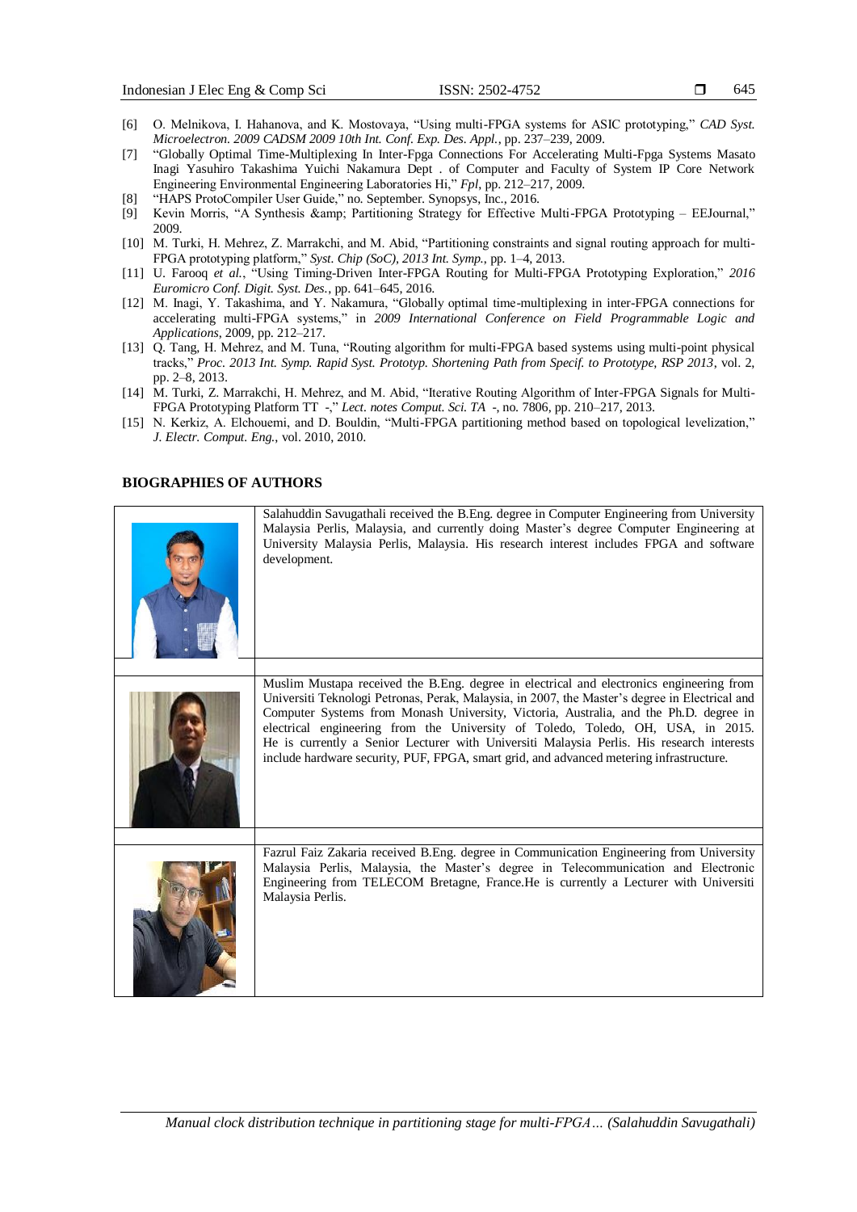[6] O. Melnikova, I. Hahanova, and K. Mostovaya, "Using multi-FPGA systems for ASIC prototyping," *CAD Syst. Microelectron. 2009 CADSM 2009 10th Int. Conf. Exp. Des. Appl.*, pp. 237–239, 2009.

[7] "Globally Optimal Time-Multiplexing In Inter-Fpga Connections For Accelerating Multi-Fpga Systems Masato Inagi Yasuhiro Takashima Yuichi Nakamura Dept . of Computer and Faculty of System IP Core Network Engineering Environmental Engineering Laboratories Hi," *Fpl*, pp. 212–217, 2009.

[8] "HAPS ProtoCompiler User Guide," no. September. Synopsys, Inc., 2016.

[9] Kevin Morris, "A Synthesis &amp; Partitioning Strategy for Effective Multi-FPGA Prototyping – EEJournal," 2009.

[10] M. Turki, H. Mehrez, Z. Marrakchi, and M. Abid, "Partitioning constraints and signal routing approach for multi-FPGA prototyping platform," *Syst. Chip (SoC), 2013 Int. Symp.*, pp. 1–4, 2013.

[11] U. Farooq *et al.*, "Using Timing-Driven Inter-FPGA Routing for Multi-FPGA Prototyping Exploration," *2016 Euromicro Conf. Digit. Syst. Des.*, pp. 641–645, 2016.

[12] M. Inagi, Y. Takashima, and Y. Nakamura, "Globally optimal time-multiplexing in inter-FPGA connections for accelerating multi-FPGA systems," in *2009 International Conference on Field Programmable Logic and Applications*, 2009, pp. 212–217.

[13] Q. Tang, H. Mehrez, and M. Tuna, "Routing algorithm for multi-FPGA based systems using multi-point physical tracks," *Proc. 2013 Int. Symp. Rapid Syst. Prototyp. Shortening Path from Specif. to Prototype, RSP 2013*, vol. 2, pp. 2–8, 2013.

[14] M. Turki, Z. Marrakchi, H. Mehrez, and M. Abid, "Iterative Routing Algorithm of Inter-FPGA Signals for Multi-FPGA Prototyping Platform TT -," *Lect. notes Comput. Sci. TA -*, no. 7806, pp. 210–217, 2013.

[15] N. Kerkiz, A. Elchouemi, and D. Bouldin, "Multi-FPGA partitioning method based on topological levelization," *J. Electr. Comput. Eng.*, vol. 2010, 2010.

## BIOGRAPHIES OF AUTHORS

Salahuddin Savugathali received the B.Eng. degree in Computer Engineering from University Malaysia Perlis, Malaysia, and currently doing Master's degree Computer Engineering at University Malaysia Perlis, Malaysia. His research interest includes FPGA and software development.

Muslim Mustapa received the B.Eng. degree in electrical and electronics engineering from Universiti Teknologi Petronas, Perak, Malaysia, in 2007, the Master's degree in Electrical and Computer Systems from Monash University, Victoria, Australia, and the Ph.D. degree in electrical engineering from the University of Toledo, Toledo, OH, USA, in 2015. He is currently a Senior Lecturer with Universiti Malaysia Perlis. His research interests include hardware security, PUF, FPGA, smart grid, and advanced metering infrastructure.

Fazrul Faiz Zakaria received B.Eng. degree in Communication Engineering from University Malaysia Perlis, Malaysia, the Master's degree in Telecommunication and Electronic Engineering from TELECOM Bretagne, France.He is currently a Lecturer with Universiti Malaysia Perlis.